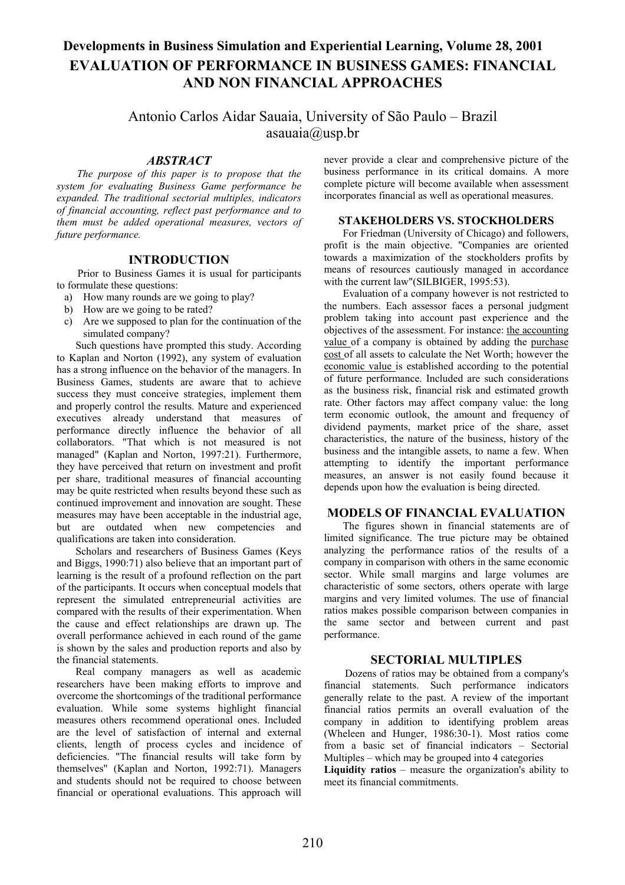# EVALUATION OF PERFORMANCE IN BUSINESS GAMES: FINANCIAL AND NON FINANCIAL APPROACHES

Antonio Carlos Aidar Sauaia, University of São Paulo – Brazil
asauaia@usp.br

## *ABSTRACT*

*The purpose of this paper is to propose that the system for evaluating Business Game performance be expanded. The traditional sectorial multiples, indicators of financial accounting, reflect past performance and to them must be added operational measures, vectors of future performance.*

## INTRODUCTION

Prior to Business Games it is usual for participants to formulate these questions:

a) How many rounds are we going to play?
b) How are we going to be rated?
c) Are we supposed to plan for the continuation of the simulated company?

Such questions have prompted this study. According to Kaplan and Norton (1992), any system of evaluation has a strong influence on the behavior of the managers. In Business Games, students are aware that to achieve success they must conceive strategies, implement them and properly control the results. Mature and experienced executives already understand that measures of performance directly influence the behavior of all collaborators. "That which is not measured is not managed" (Kaplan and Norton, 1997:21). Furthermore, they have perceived that return on investment and profit per share, traditional measures of financial accounting may be quite restricted when results beyond these such as continued improvement and innovation are sought. These measures may have been acceptable in the industrial age, but are outdated when new competencies and qualifications are taken into consideration.

Scholars and researchers of Business Games (Keys and Biggs, 1990:71) also believe that an important part of learning is the result of a profound reflection on the part of the participants. It occurs when conceptual models that represent the simulated entrepreneurial activities are compared with the results of their experimentation. When the cause and effect relationships are drawn up. The overall performance achieved in each round of the game is shown by the sales and production reports and also by the financial statements.

Real company managers as well as academic researchers have been making efforts to improve and overcome the shortcomings of the traditional performance evaluation. While some systems highlight financial measures others recommend operational ones. Included are the level of satisfaction of internal and external clients, length of process cycles and incidence of deficiencies. "The financial results will take form by themselves" (Kaplan and Norton, 1992:71). Managers and students should not be required to choose between financial or operational evaluations. This approach will never provide a clear and comprehensive picture of the business performance in its critical domains. A more complete picture will become available when assessment incorporates financial as well as operational measures.

## STAKEHOLDERS VS. STOCKHOLDERS

For Friedman (University of Chicago) and followers, profit is the main objective. "Companies are oriented towards a maximization of the stockholders profits by means of resources cautiously managed in accordance with the current law"(SILBIGER, 1995:53).

Evaluation of a company however is not restricted to the numbers. Each assessor faces a personal judgment problem taking into account past experience and the objectives of the assessment. For instance: the accounting value of a company is obtained by adding the purchase cost of all assets to calculate the Net Worth; however the economic value is established according to the potential of future performance. Included are such considerations as the business risk, financial risk and estimated growth rate. Other factors may affect company value: the long term economic outlook, the amount and frequency of dividend payments, market price of the share, asset characteristics, the nature of the business, history of the business and the intangible assets, to name a few. When attempting to identify the important performance measures, an answer is not easily found because it depends upon how the evaluation is being directed.

## MODELS OF FINANCIAL EVALUATION

The figures shown in financial statements are of limited significance. The true picture may be obtained analyzing the performance ratios of the results of a company in comparison with others in the same economic sector. While small margins and large volumes are characteristic of some sectors, others operate with large margins and very limited volumes. The use of financial ratios makes possible comparison between companies in the same sector and between current and past performance.

## SECTORIAL MULTIPLES

Dozens of ratios may be obtained from a company's financial statements. Such performance indicators generally relate to the past. A review of the important financial ratios permits an overall evaluation of the company in addition to identifying problem areas (Wheleen and Hunger, 1986:30-1). Most ratios come from a basic set of financial indicators – Sectorial Multiples – which may be grouped into 4 categories

**Liquidity ratios** – measure the organization's ability to meet its financial commitments.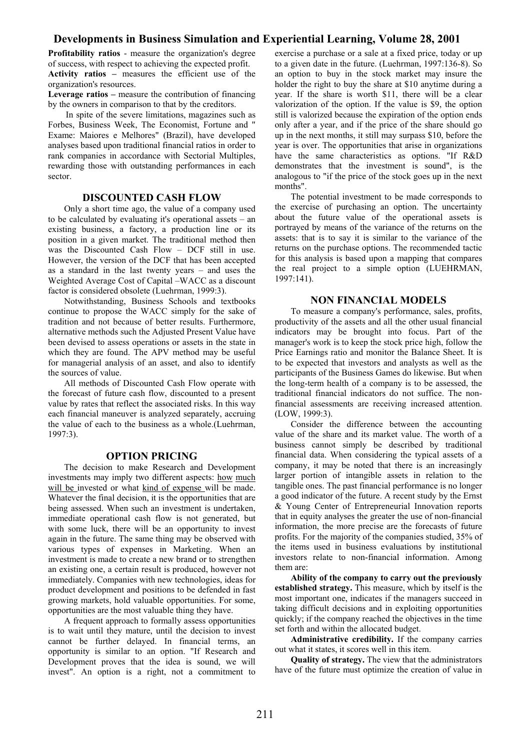**Profitability ratios** - measure the organization's degree of success, with respect to achieving the expected profit.

**Activity ratios –** measures the efficient use of the organization's resources.

**Leverage ratios –** measure the contribution of financing by the owners in comparison to that by the creditors.

In spite of the severe limitations, magazines such as Forbes, Business Week, The Economist, Fortune and " Exame: Maiores e Melhores" (Brazil), have developed analyses based upon traditional financial ratios in order to rank companies in accordance with Sectorial Multiples, rewarding those with outstanding performances in each sector.

## DISCOUNTED CASH FLOW

Only a short time ago, the value of a company used to be calculated by evaluating it's operational assets – an existing business, a factory, a production line or its position in a given market. The traditional method then was the Discounted Cash Flow – DCF still in use. However, the version of the DCF that has been accepted as a standard in the last twenty years – and uses the Weighted Average Cost of Capital –WACC as a discount factor is considered obsolete (Luehrman, 1999:3).

Notwithstanding, Business Schools and textbooks continue to propose the WACC simply for the sake of tradition and not because of better results. Furthermore, alternative methods such the Adjusted Present Value have been devised to assess operations or assets in the state in which they are found. The APV method may be useful for managerial analysis of an asset, and also to identify the sources of value.

All methods of Discounted Cash Flow operate with the forecast of future cash flow, discounted to a present value by rates that reflect the associated risks. In this way each financial maneuver is analyzed separately, accruing the value of each to the business as a whole.(Luehrman, 1997:3).

## OPTION PRICING

The decision to make Research and Development investments may imply two different aspects: how much will be invested or what kind of expense will be made. Whatever the final decision, it is the opportunities that are being assessed. When such an investment is undertaken, immediate operational cash flow is not generated, but with some luck, there will be an opportunity to invest again in the future. The same thing may be observed with various types of expenses in Marketing. When an investment is made to create a new brand or to strengthen an existing one, a certain result is produced, however not immediately. Companies with new technologies, ideas for product development and positions to be defended in fast growing markets, hold valuable opportunities. For some, opportunities are the most valuable thing they have.

A frequent approach to formally assess opportunities is to wait until they mature, until the decision to invest cannot be further delayed. In financial terms, an opportunity is similar to an option. "If Research and Development proves that the idea is sound, we will invest". An option is a right, not a commitment to exercise a purchase or a sale at a fixed price, today or up to a given date in the future. (Luehrman, 1997:136-8). So an option to buy in the stock market may insure the holder the right to buy the share at $10 anytime during a year. If the share is worth $11, there will be a clear valorization of the option. If the value is $9, the option still is valorized because the expiration of the option ends only after a year, and if the price of the share should go up in the next months, it still may surpass $10, before the year is over. The opportunities that arise in organizations have the same characteristics as options. "If R&D demonstrates that the investment is sound", is the analogous to "if the price of the stock goes up in the next months".

The potential investment to be made corresponds to the exercise of purchasing an option. The uncertainty about the future value of the operational assets is portrayed by means of the variance of the returns on the assets: that is to say it is similar to the variance of the returns on the purchase options. The recommended tactic for this analysis is based upon a mapping that compares the real project to a simple option (LUEHRMAN, 1997:141).

## NON FINANCIAL MODELS

To measure a company's performance, sales, profits, productivity of the assets and all the other usual financial indicators may be brought into focus. Part of the manager's work is to keep the stock price high, follow the Price Earnings ratio and monitor the Balance Sheet. It is to be expected that investors and analysts as well as the participants of the Business Games do likewise. But when the long-term health of a company is to be assessed, the traditional financial indicators do not suffice. The non-financial assessments are receiving increased attention. (LOW, 1999:3).

Consider the difference between the accounting value of the share and its market value. The worth of a business cannot simply be described by traditional financial data. When considering the typical assets of a company, it may be noted that there is an increasingly larger portion of intangible assets in relation to the tangible ones. The past financial performance is no longer a good indicator of the future. A recent study by the Ernst & Young Center of Entrepreneurial Innovation reports that in equity analyses the greater the use of non-financial information, the more precise are the forecasts of future profits. For the majority of the companies studied, 35% of the items used in business evaluations by institutional investors relate to non-financial information. Among them are:

**Ability of the company to carry out the previously established strategy.** This measure, which by itself is the most important one, indicates if the managers succeed in taking difficult decisions and in exploiting opportunities quickly; if the company reached the objectives in the time set forth and within the allocated budget.

**Administrative credibility.** If the company carries out what it states, it scores well in this item.

**Quality of strategy.** The view that the administrators have of the future must optimize the creation of value in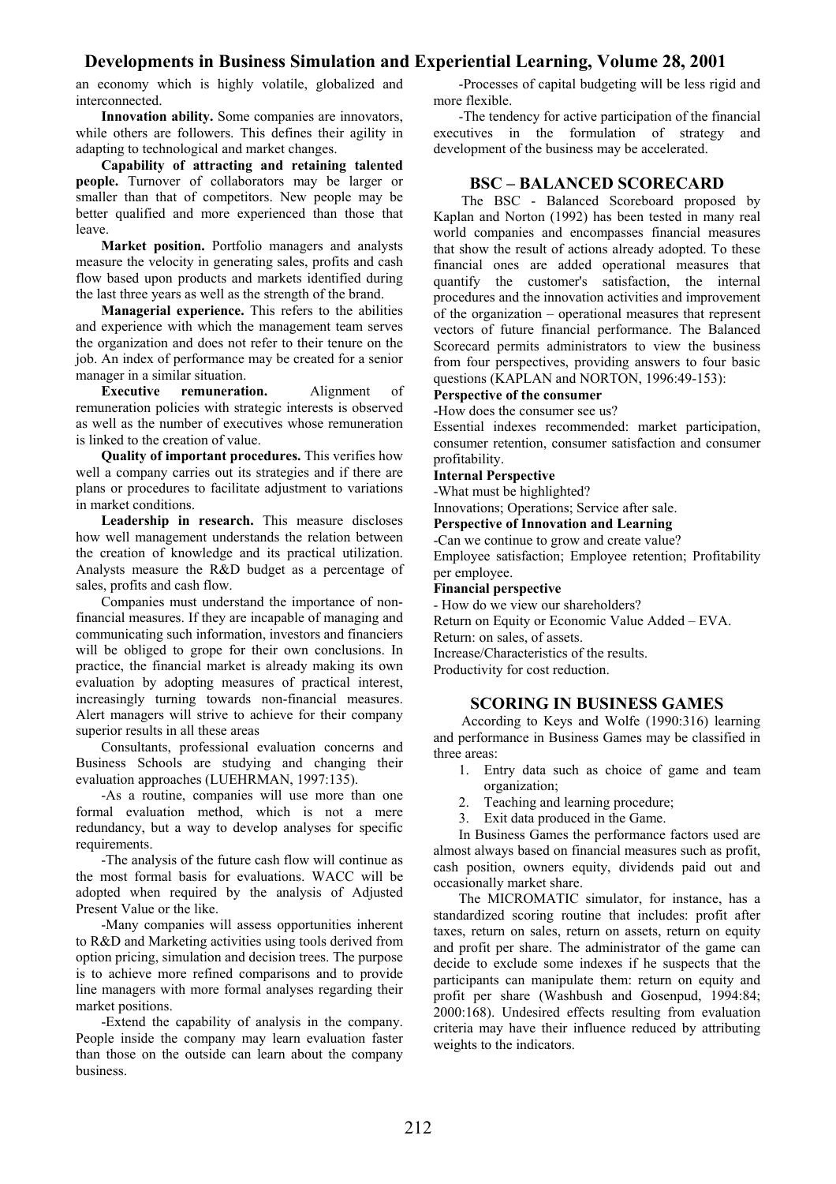an economy which is highly volatile, globalized and interconnected.

**Innovation ability.** Some companies are innovators, while others are followers. This defines their agility in adapting to technological and market changes.

**Capability of attracting and retaining talented people.** Turnover of collaborators may be larger or smaller than that of competitors. New people may be better qualified and more experienced than those that leave.

**Market position.** Portfolio managers and analysts measure the velocity in generating sales, profits and cash flow based upon products and markets identified during the last three years as well as the strength of the brand.

**Managerial experience.** This refers to the abilities and experience with which the management team serves the organization and does not refer to their tenure on the job. An index of performance may be created for a senior manager in a similar situation.

**Executive remuneration.** Alignment of remuneration policies with strategic interests is observed as well as the number of executives whose remuneration is linked to the creation of value.

**Quality of important procedures.** This verifies how well a company carries out its strategies and if there are plans or procedures to facilitate adjustment to variations in market conditions.

**Leadership in research.** This measure discloses how well management understands the relation between the creation of knowledge and its practical utilization. Analysts measure the R&D budget as a percentage of sales, profits and cash flow.

Companies must understand the importance of non-financial measures. If they are incapable of managing and communicating such information, investors and financiers will be obliged to grope for their own conclusions. In practice, the financial market is already making its own evaluation by adopting measures of practical interest, increasingly turning towards non-financial measures. Alert managers will strive to achieve for their company superior results in all these areas

Consultants, professional evaluation concerns and Business Schools are studying and changing their evaluation approaches (LUEHRMAN, 1997:135).

-As a routine, companies will use more than one formal evaluation method, which is not a mere redundancy, but a way to develop analyses for specific requirements.

-The analysis of the future cash flow will continue as the most formal basis for evaluations. WACC will be adopted when required by the analysis of Adjusted Present Value or the like.

-Many companies will assess opportunities inherent to R&D and Marketing activities using tools derived from option pricing, simulation and decision trees. The purpose is to achieve more refined comparisons and to provide line managers with more formal analyses regarding their market positions.

-Extend the capability of analysis in the company. People inside the company may learn evaluation faster than those on the outside can learn about the company business.

-Processes of capital budgeting will be less rigid and more flexible.

-The tendency for active participation of the financial executives in the formulation of strategy and development of the business may be accelerated.

## BSC – BALANCED SCORECARD

The BSC - Balanced Scoreboard proposed by Kaplan and Norton (1992) has been tested in many real world companies and encompasses financial measures that show the result of actions already adopted. To these financial ones are added operational measures that quantify the customer's satisfaction, the internal procedures and the innovation activities and improvement of the organization – operational measures that represent vectors of future financial performance. The Balanced Scorecard permits administrators to view the business from four perspectives, providing answers to four basic questions (KAPLAN and NORTON, 1996:49-153):

**Perspective of the consumer**

-How does the consumer see us?

Essential indexes recommended: market participation, consumer retention, consumer satisfaction and consumer profitability.

**Internal Perspective**

-What must be highlighted?

Innovations; Operations; Service after sale.

**Perspective of Innovation and Learning**

-Can we continue to grow and create value?

Employee satisfaction; Employee retention; Profitability per employee.

**Financial perspective**

- How do we view our shareholders?

Return on Equity or Economic Value Added – EVA.

Return: on sales, of assets.

Increase/Characteristics of the results.

Productivity for cost reduction.

## SCORING IN BUSINESS GAMES

According to Keys and Wolfe (1990:316) learning and performance in Business Games may be classified in three areas:

1. Entry data such as choice of game and team organization;
2. Teaching and learning procedure;
3. Exit data produced in the Game.

In Business Games the performance factors used are almost always based on financial measures such as profit, cash position, owners equity, dividends paid out and occasionally market share.

The MICROMATIC simulator, for instance, has a standardized scoring routine that includes: profit after taxes, return on sales, return on assets, return on equity and profit per share. The administrator of the game can decide to exclude some indexes if he suspects that the participants can manipulate them: return on equity and profit per share (Washbush and Gosenpud, 1994:84; 2000:168). Undesired effects resulting from evaluation criteria may have their influence reduced by attributing weights to the indicators.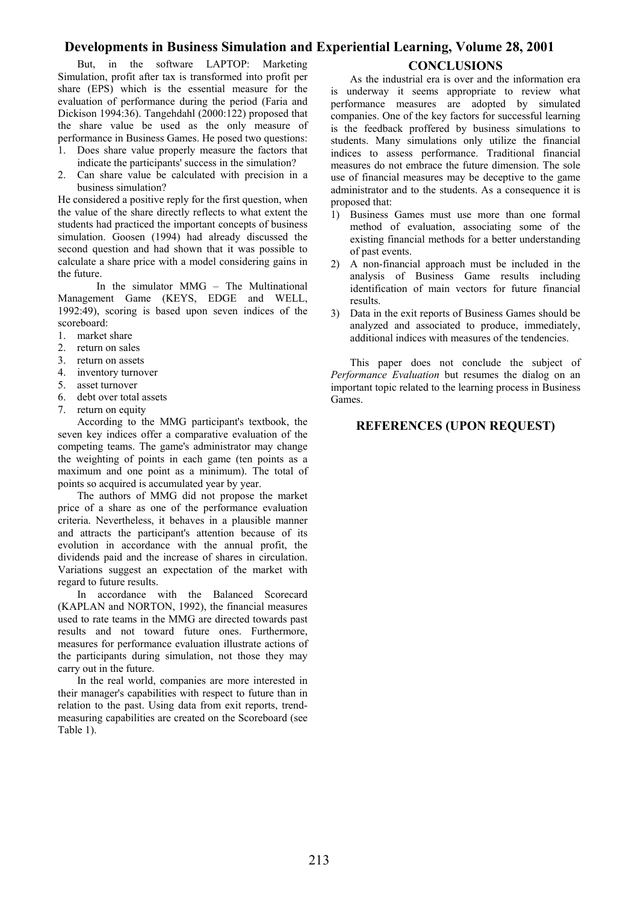But, in the software LAPTOP: Marketing Simulation, profit after tax is transformed into profit per share (EPS) which is the essential measure for the evaluation of performance during the period (Faria and Dickison 1994:36). Tangehdahl (2000:122) proposed that the share value be used as the only measure of performance in Business Games. He posed two questions:

1. Does share value properly measure the factors that indicate the participants' success in the simulation?
2. Can share value be calculated with precision in a business simulation?

He considered a positive reply for the first question, when the value of the share directly reflects to what extent the students had practiced the important concepts of business simulation. Goosen (1994) had already discussed the second question and had shown that it was possible to calculate a share price with a model considering gains in the future.

In the simulator MMG – The Multinational Management Game (KEYS, EDGE and WELL, 1992:49), scoring is based upon seven indices of the scoreboard:

1. market share
2. return on sales
3. return on assets
4. inventory turnover
5. asset turnover
6. debt over total assets
7. return on equity

According to the MMG participant's textbook, the seven key indices offer a comparative evaluation of the competing teams. The game's administrator may change the weighting of points in each game (ten points as a maximum and one point as a minimum). The total of points so acquired is accumulated year by year.

The authors of MMG did not propose the market price of a share as one of the performance evaluation criteria. Nevertheless, it behaves in a plausible manner and attracts the participant's attention because of its evolution in accordance with the annual profit, the dividends paid and the increase of shares in circulation. Variations suggest an expectation of the market with regard to future results.

In accordance with the Balanced Scorecard (KAPLAN and NORTON, 1992), the financial measures used to rate teams in the MMG are directed towards past results and not toward future ones. Furthermore, measures for performance evaluation illustrate actions of the participants during simulation, not those they may carry out in the future.

In the real world, companies are more interested in their manager's capabilities with respect to future than in relation to the past. Using data from exit reports, trend-measuring capabilities are created on the Scoreboard (see Table 1).

## CONCLUSIONS

As the industrial era is over and the information era is underway it seems appropriate to review what performance measures are adopted by simulated companies. One of the key factors for successful learning is the feedback proffered by business simulations to students. Many simulations only utilize the financial indices to assess performance. Traditional financial measures do not embrace the future dimension. The sole use of financial measures may be deceptive to the game administrator and to the students. As a consequence it is proposed that:

1) Business Games must use more than one formal method of evaluation, associating some of the existing financial methods for a better understanding of past events.
2) A non-financial approach must be included in the analysis of Business Game results including identification of main vectors for future financial results.
3) Data in the exit reports of Business Games should be analyzed and associated to produce, immediately, additional indices with measures of the tendencies.

This paper does not conclude the subject of *Performance Evaluation* but resumes the dialog on an important topic related to the learning process in Business Games.

## REFERENCES (UPON REQUEST)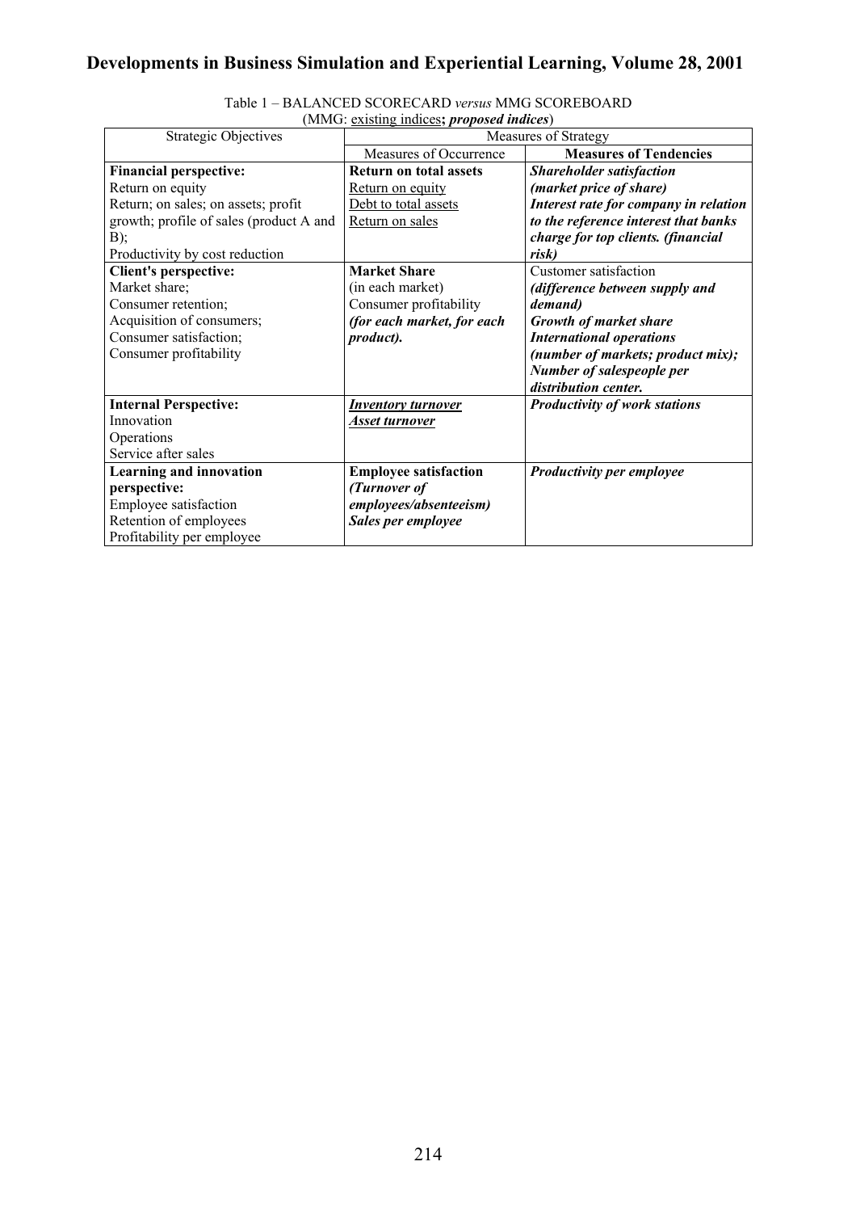Table 1 – BALANCED SCORECARD *versus* MMG SCOREBOARD
(MMG: existing indices**;** ***proposed indices***)

| Strategic Objectives | Measures of Strategy | |
|---|---|---|
| | Measures of Occurrence | **Measures of Tendencies** |
| **Financial perspective:**<br>Return on equity<br>Return; on sales; on assets; profit growth; profile of sales (product A and B);<br>Productivity by cost reduction | **Return on total assets**<br>Return on equity<br>Debt to total assets<br>Return on sales | ***Shareholder satisfaction (market price of share)***<br>***Interest rate for company in relation to the reference interest that banks charge for top clients. (financial risk)*** |
| **Client's perspective:**<br>Market share;<br>Consumer retention;<br>Acquisition of consumers;<br>Consumer satisfaction;<br>Consumer profitability | **Market Share**<br>(in each market)<br>Consumer profitability<br>***(for each market, for each product).*** | Customer satisfaction<br>***(difference between supply and demand)***<br>***Growth of market share***<br>***International operations (number of markets; product mix);***<br>***Number of salespeople per distribution center.*** |
| **Internal Perspective:**<br>Innovation<br>Operations<br>Service after sales | ***Inventory turnover***<br>***Asset turnover*** | ***Productivity of work stations*** |
| **Learning and innovation perspective:**<br>Employee satisfaction<br>Retention of employees<br>Profitability per employee | **Employee satisfaction**<br>***(Turnover of employees/absenteeism)***<br>***Sales per employee*** | ***Productivity per employee*** |